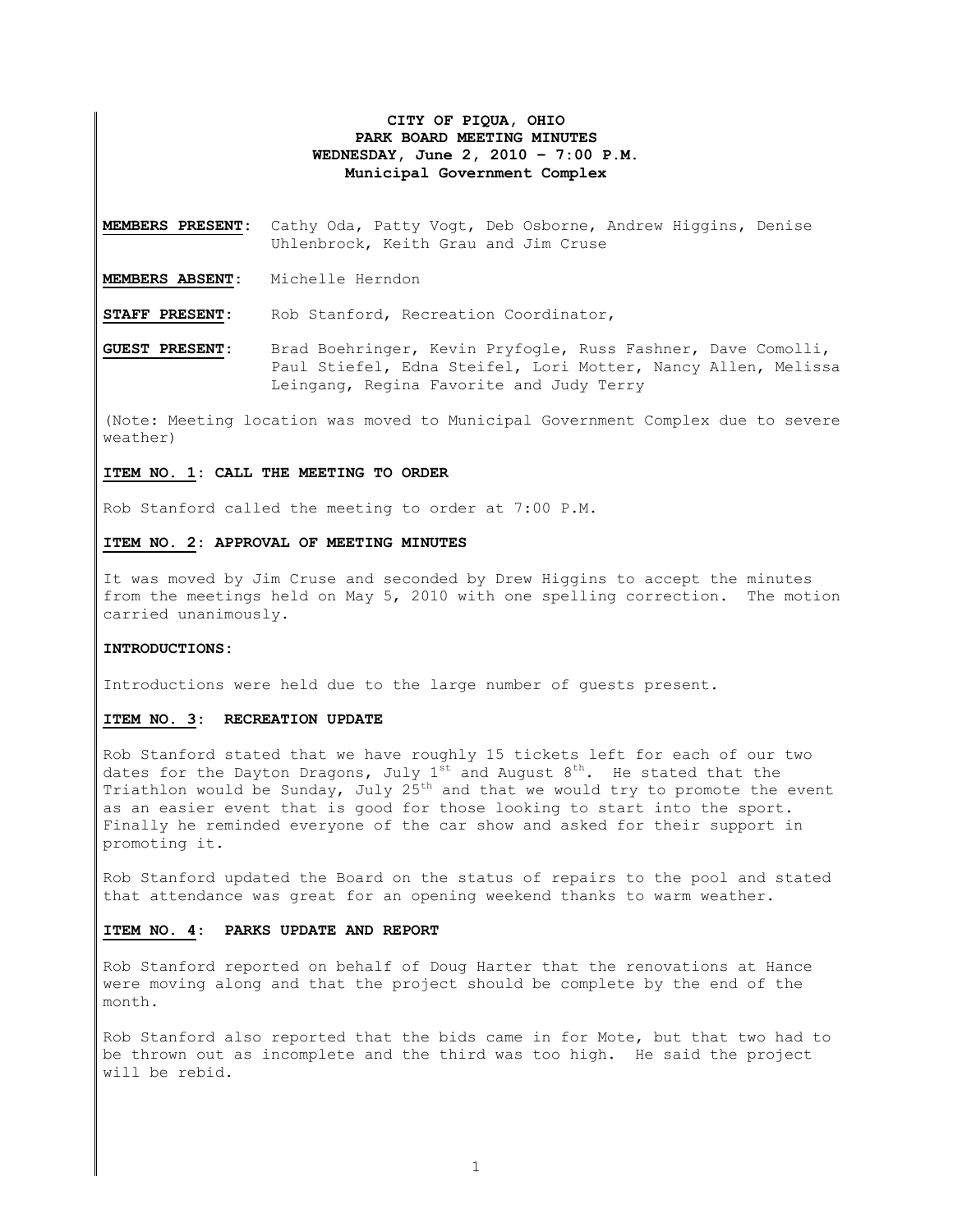**CITY OF PIQUA, OHIO**
**PARK BOARD MEETING MINUTES**
**WEDNESDAY, June 2, 2010 – 7:00 P.M.**
**Municipal Government Complex**

**MEMBERS PRESENT:** Cathy Oda, Patty Vogt, Deb Osborne, Andrew Higgins, Denise Uhlenbrock, Keith Grau and Jim Cruse

**MEMBERS ABSENT:** Michelle Herndon

**STAFF PRESENT:** Rob Stanford, Recreation Coordinator,

**GUEST PRESENT:** Brad Boehringer, Kevin Pryfogle, Russ Fashner, Dave Comolli, Paul Stiefel, Edna Steifel, Lori Motter, Nancy Allen, Melissa Leingang, Regina Favorite and Judy Terry

(Note: Meeting location was moved to Municipal Government Complex due to severe weather)

**ITEM NO. 1: CALL THE MEETING TO ORDER**

Rob Stanford called the meeting to order at 7:00 P.M.

**ITEM NO. 2: APPROVAL OF MEETING MINUTES**

It was moved by Jim Cruse and seconded by Drew Higgins to accept the minutes from the meetings held on May 5, 2010 with one spelling correction. The motion carried unanimously.

**INTRODUCTIONS:**

Introductions were held due to the large number of guests present.

**ITEM NO. 3: RECREATION UPDATE**

Rob Stanford stated that we have roughly 15 tickets left for each of our two dates for the Dayton Dragons, July 1st and August 8th. He stated that the Triathlon would be Sunday, July 25th and that we would try to promote the event as an easier event that is good for those looking to start into the sport. Finally he reminded everyone of the car show and asked for their support in promoting it.

Rob Stanford updated the Board on the status of repairs to the pool and stated that attendance was great for an opening weekend thanks to warm weather.

**ITEM NO. 4: PARKS UPDATE AND REPORT**

Rob Stanford reported on behalf of Doug Harter that the renovations at Hance were moving along and that the project should be complete by the end of the month.

Rob Stanford also reported that the bids came in for Mote, but that two had to be thrown out as incomplete and the third was too high. He said the project will be rebid.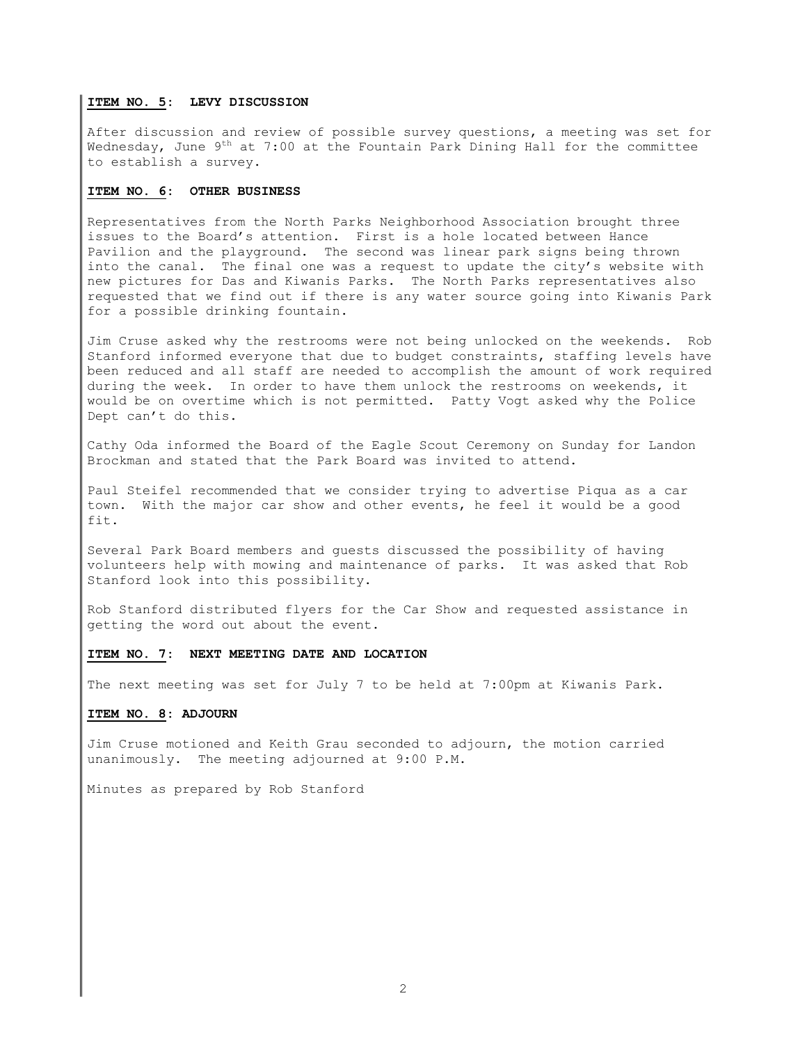**ITEM NO. 5: LEVY DISCUSSION**

After discussion and review of possible survey questions, a meeting was set for Wednesday, June 9th at 7:00 at the Fountain Park Dining Hall for the committee to establish a survey.

**ITEM NO. 6: OTHER BUSINESS**

Representatives from the North Parks Neighborhood Association brought three issues to the Board's attention. First is a hole located between Hance Pavilion and the playground. The second was linear park signs being thrown into the canal. The final one was a request to update the city's website with new pictures for Das and Kiwanis Parks. The North Parks representatives also requested that we find out if there is any water source going into Kiwanis Park for a possible drinking fountain.

Jim Cruse asked why the restrooms were not being unlocked on the weekends. Rob Stanford informed everyone that due to budget constraints, staffing levels have been reduced and all staff are needed to accomplish the amount of work required during the week. In order to have them unlock the restrooms on weekends, it would be on overtime which is not permitted. Patty Vogt asked why the Police Dept can't do this.

Cathy Oda informed the Board of the Eagle Scout Ceremony on Sunday for Landon Brockman and stated that the Park Board was invited to attend.

Paul Steifel recommended that we consider trying to advertise Piqua as a car town. With the major car show and other events, he feel it would be a good fit.

Several Park Board members and guests discussed the possibility of having volunteers help with mowing and maintenance of parks. It was asked that Rob Stanford look into this possibility.

Rob Stanford distributed flyers for the Car Show and requested assistance in getting the word out about the event.

**ITEM NO. 7: NEXT MEETING DATE AND LOCATION**

The next meeting was set for July 7 to be held at 7:00pm at Kiwanis Park.

**ITEM NO. 8: ADJOURN**

Jim Cruse motioned and Keith Grau seconded to adjourn, the motion carried unanimously. The meeting adjourned at 9:00 P.M.

Minutes as prepared by Rob Stanford